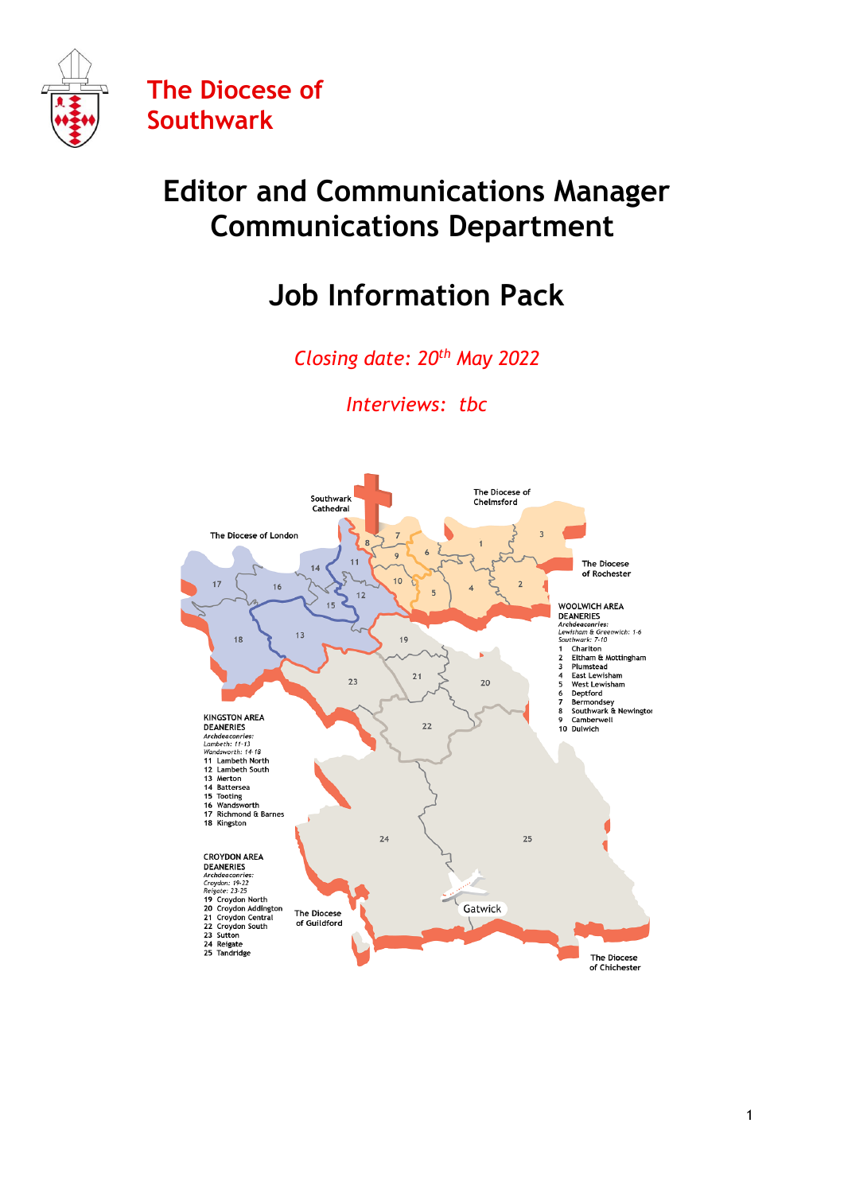# The Diocese of Southwark

# Editor and Communications Manager
# Communications Department

# Job Information Pack

*Closing date: 20th May 2022*

*Interviews: tbc*

Southwark Cathedral

The Diocese of Chelmsford

The Diocese of London

The Diocese of Rochester

**WOOLWICH AREA DEANERIES**
*Archdeaconries:*
*Lewisham & Greenwich: 1-6*
*Southwark: 7-10*
1 Charlton
2 Eltham & Mottingham
3 Plumstead
4 East Lewisham
5 West Lewisham
6 Deptford
7 Bermondsey
8 Southwark & Newington
9 Camberwell
10 Dulwich

**KINGSTON AREA DEANERIES**
*Archdeaconries:*
*Lambeth: 11-13*
*Wandsworth: 14-18*
11 Lambeth North
12 Lambeth South
13 Merton
14 Battersea
15 Tooting
16 Wandsworth
17 Richmond & Barnes
18 Kingston

**CROYDON AREA DEANERIES**
*Archdeaconries:*
*Croydon: 19-22*
*Reigate: 23-25*
19 Croydon North
20 Croydon Addington
21 Croydon Central
22 Croydon South
23 Sutton
24 Reigate
25 Tandridge

The Diocese of Guildford

Gatwick

The Diocese of Chichester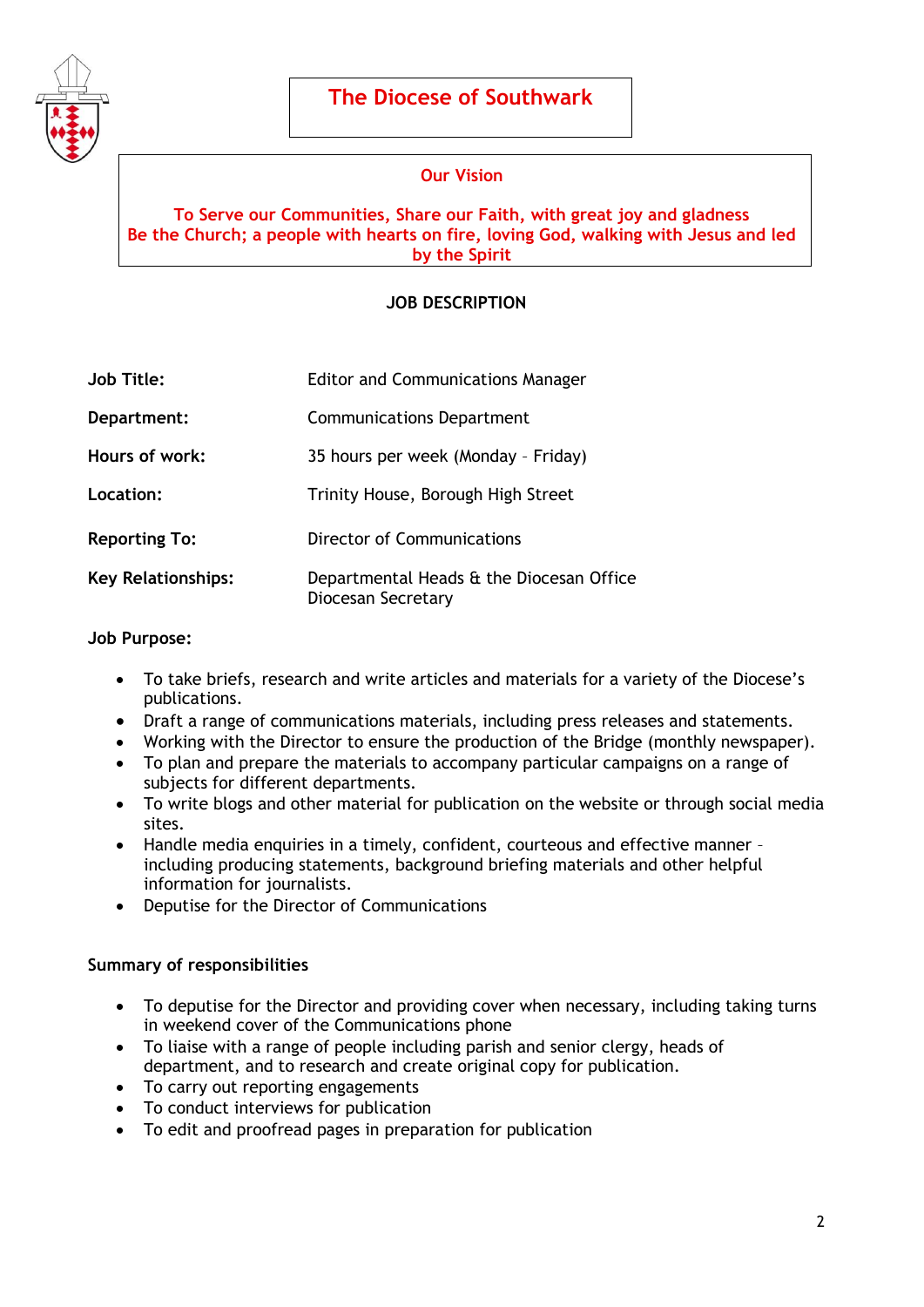# The Diocese of Southwark

**Our Vision**

**To Serve our Communities, Share our Faith, with great joy and gladness**
**Be the Church; a people with hearts on fire, loving God, walking with Jesus and led by the Spirit**

**JOB DESCRIPTION**

| | |
|---|---|
| **Job Title:** | Editor and Communications Manager |
| **Department:** | Communications Department |
| **Hours of work:** | 35 hours per week (Monday – Friday) |
| **Location:** | Trinity House, Borough High Street |
| **Reporting To:** | Director of Communications |
| **Key Relationships:** | Departmental Heads & the Diocesan Office<br>Diocesan Secretary |

**Job Purpose:**

- To take briefs, research and write articles and materials for a variety of the Diocese's publications.
- Draft a range of communications materials, including press releases and statements.
- Working with the Director to ensure the production of the Bridge (monthly newspaper).
- To plan and prepare the materials to accompany particular campaigns on a range of subjects for different departments.
- To write blogs and other material for publication on the website or through social media sites.
- Handle media enquiries in a timely, confident, courteous and effective manner – including producing statements, background briefing materials and other helpful information for journalists.
- Deputise for the Director of Communications

**Summary of responsibilities**

- To deputise for the Director and providing cover when necessary, including taking turns in weekend cover of the Communications phone
- To liaise with a range of people including parish and senior clergy, heads of department, and to research and create original copy for publication.
- To carry out reporting engagements
- To conduct interviews for publication
- To edit and proofread pages in preparation for publication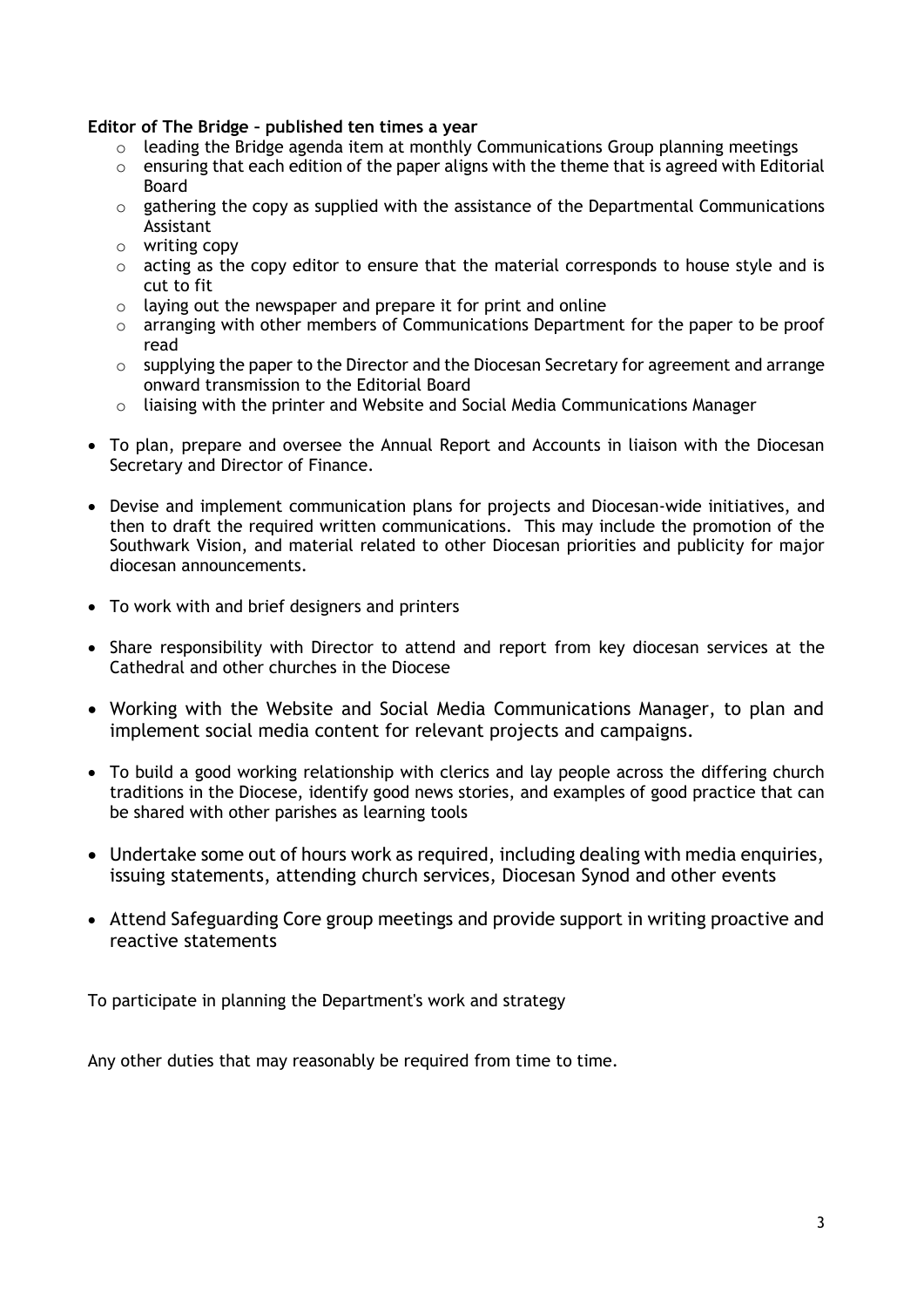**Editor of The Bridge – published ten times a year**

- leading the Bridge agenda item at monthly Communications Group planning meetings
- ensuring that each edition of the paper aligns with the theme that is agreed with Editorial Board
- gathering the copy as supplied with the assistance of the Departmental Communications Assistant
- writing copy
- acting as the copy editor to ensure that the material corresponds to house style and is cut to fit
- laying out the newspaper and prepare it for print and online
- arranging with other members of Communications Department for the paper to be proof read
- supplying the paper to the Director and the Diocesan Secretary for agreement and arrange onward transmission to the Editorial Board
- liaising with the printer and Website and Social Media Communications Manager

- To plan, prepare and oversee the Annual Report and Accounts in liaison with the Diocesan Secretary and Director of Finance.
- Devise and implement communication plans for projects and Diocesan-wide initiatives, and then to draft the required written communications. This may include the promotion of the Southwark Vision, and material related to other Diocesan priorities and publicity for major diocesan announcements.
- To work with and brief designers and printers
- Share responsibility with Director to attend and report from key diocesan services at the Cathedral and other churches in the Diocese
- Working with the Website and Social Media Communications Manager, to plan and implement social media content for relevant projects and campaigns.
- To build a good working relationship with clerics and lay people across the differing church traditions in the Diocese, identify good news stories, and examples of good practice that can be shared with other parishes as learning tools
- Undertake some out of hours work as required, including dealing with media enquiries, issuing statements, attending church services, Diocesan Synod and other events
- Attend Safeguarding Core group meetings and provide support in writing proactive and reactive statements

To participate in planning the Department's work and strategy

Any other duties that may reasonably be required from time to time.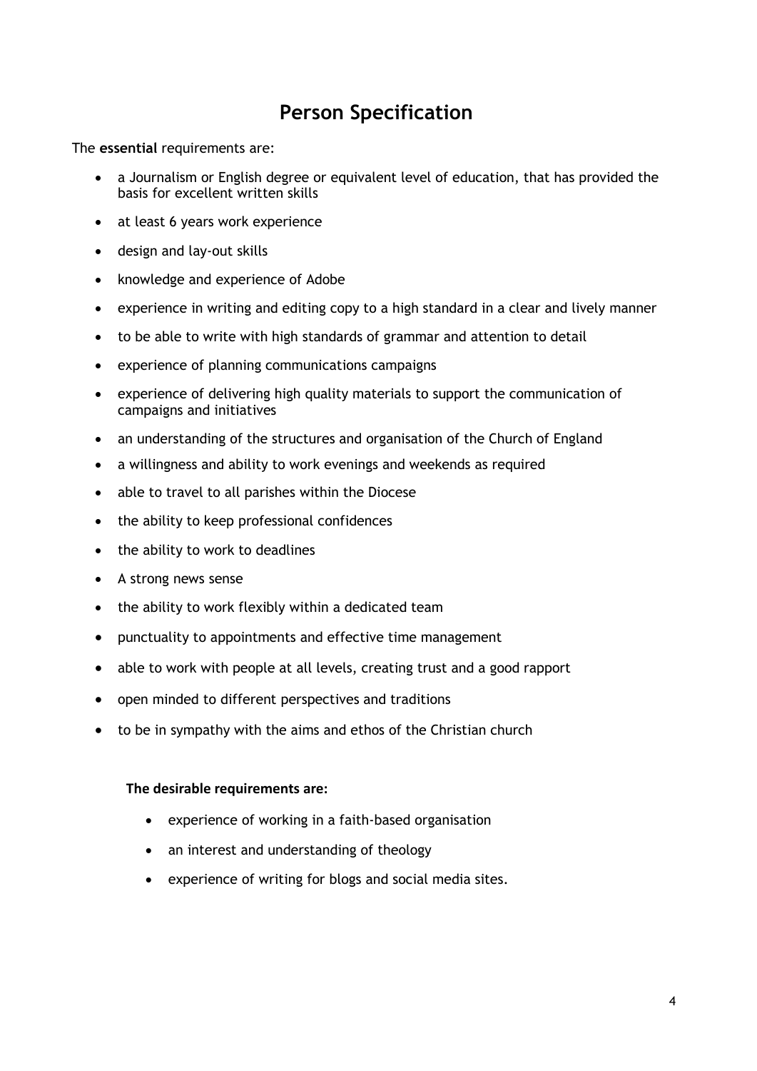# Person Specification

The **essential** requirements are:

- a Journalism or English degree or equivalent level of education, that has provided the basis for excellent written skills
- at least 6 years work experience
- design and lay-out skills
- knowledge and experience of Adobe
- experience in writing and editing copy to a high standard in a clear and lively manner
- to be able to write with high standards of grammar and attention to detail
- experience of planning communications campaigns
- experience of delivering high quality materials to support the communication of campaigns and initiatives
- an understanding of the structures and organisation of the Church of England
- a willingness and ability to work evenings and weekends as required
- able to travel to all parishes within the Diocese
- the ability to keep professional confidences
- the ability to work to deadlines
- A strong news sense
- the ability to work flexibly within a dedicated team
- punctuality to appointments and effective time management
- able to work with people at all levels, creating trust and a good rapport
- open minded to different perspectives and traditions
- to be in sympathy with the aims and ethos of the Christian church

**The desirable requirements are:**

- experience of working in a faith-based organisation
- an interest and understanding of theology
- experience of writing for blogs and social media sites.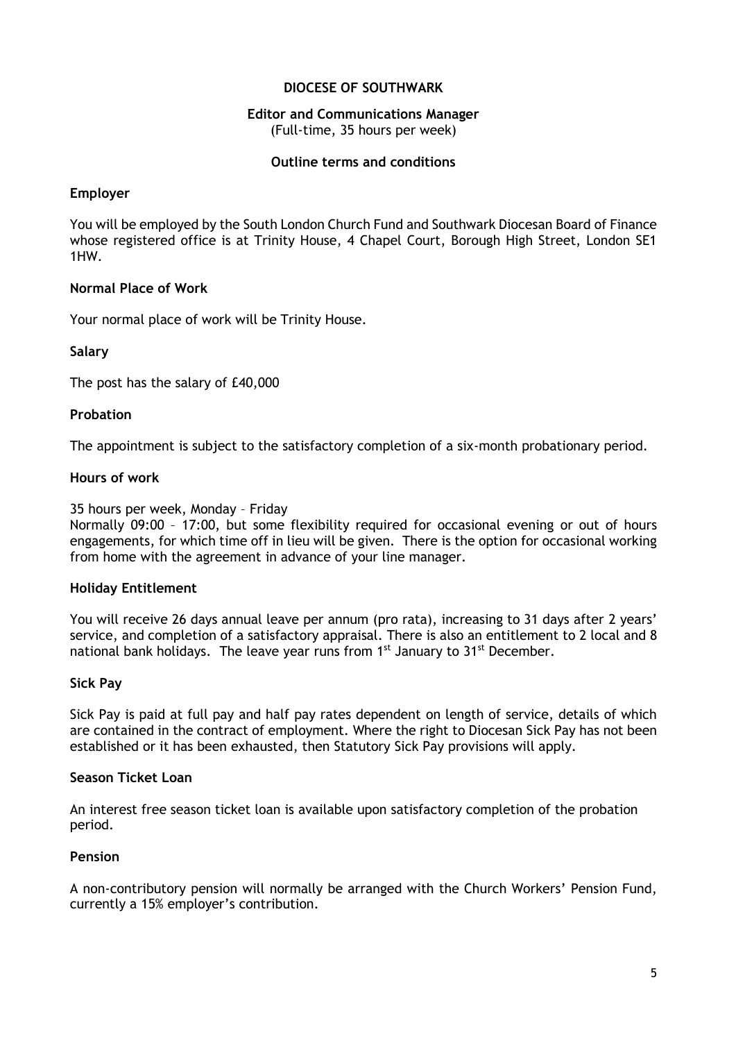# DIOCESE OF SOUTHWARK

## Editor and Communications Manager

(Full-time, 35 hours per week)

### Outline terms and conditions

**Employer**

You will be employed by the South London Church Fund and Southwark Diocesan Board of Finance whose registered office is at Trinity House, 4 Chapel Court, Borough High Street, London SE1 1HW.

**Normal Place of Work**

Your normal place of work will be Trinity House.

**Salary**

The post has the salary of £40,000

**Probation**

The appointment is subject to the satisfactory completion of a six-month probationary period.

**Hours of work**

35 hours per week, Monday – Friday
Normally 09:00 – 17:00, but some flexibility required for occasional evening or out of hours engagements, for which time off in lieu will be given. There is the option for occasional working from home with the agreement in advance of your line manager.

**Holiday Entitlement**

You will receive 26 days annual leave per annum (pro rata), increasing to 31 days after 2 years' service, and completion of a satisfactory appraisal. There is also an entitlement to 2 local and 8 national bank holidays. The leave year runs from 1st January to 31st December.

**Sick Pay**

Sick Pay is paid at full pay and half pay rates dependent on length of service, details of which are contained in the contract of employment. Where the right to Diocesan Sick Pay has not been established or it has been exhausted, then Statutory Sick Pay provisions will apply.

**Season Ticket Loan**

An interest free season ticket loan is available upon satisfactory completion of the probation period.

**Pension**

A non-contributory pension will normally be arranged with the Church Workers' Pension Fund, currently a 15% employer's contribution.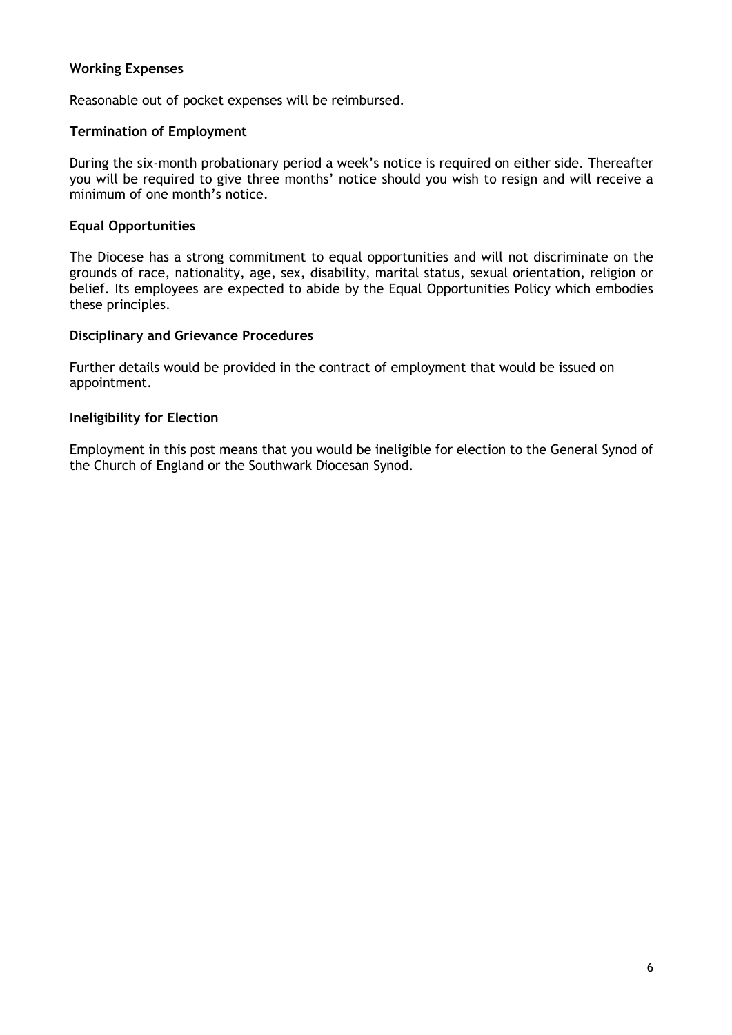**Working Expenses**

Reasonable out of pocket expenses will be reimbursed.

**Termination of Employment**

During the six-month probationary period a week's notice is required on either side. Thereafter you will be required to give three months' notice should you wish to resign and will receive a minimum of one month's notice.

**Equal Opportunities**

The Diocese has a strong commitment to equal opportunities and will not discriminate on the grounds of race, nationality, age, sex, disability, marital status, sexual orientation, religion or belief. Its employees are expected to abide by the Equal Opportunities Policy which embodies these principles.

**Disciplinary and Grievance Procedures**

Further details would be provided in the contract of employment that would be issued on appointment.

**Ineligibility for Election**

Employment in this post means that you would be ineligible for election to the General Synod of the Church of England or the Southwark Diocesan Synod.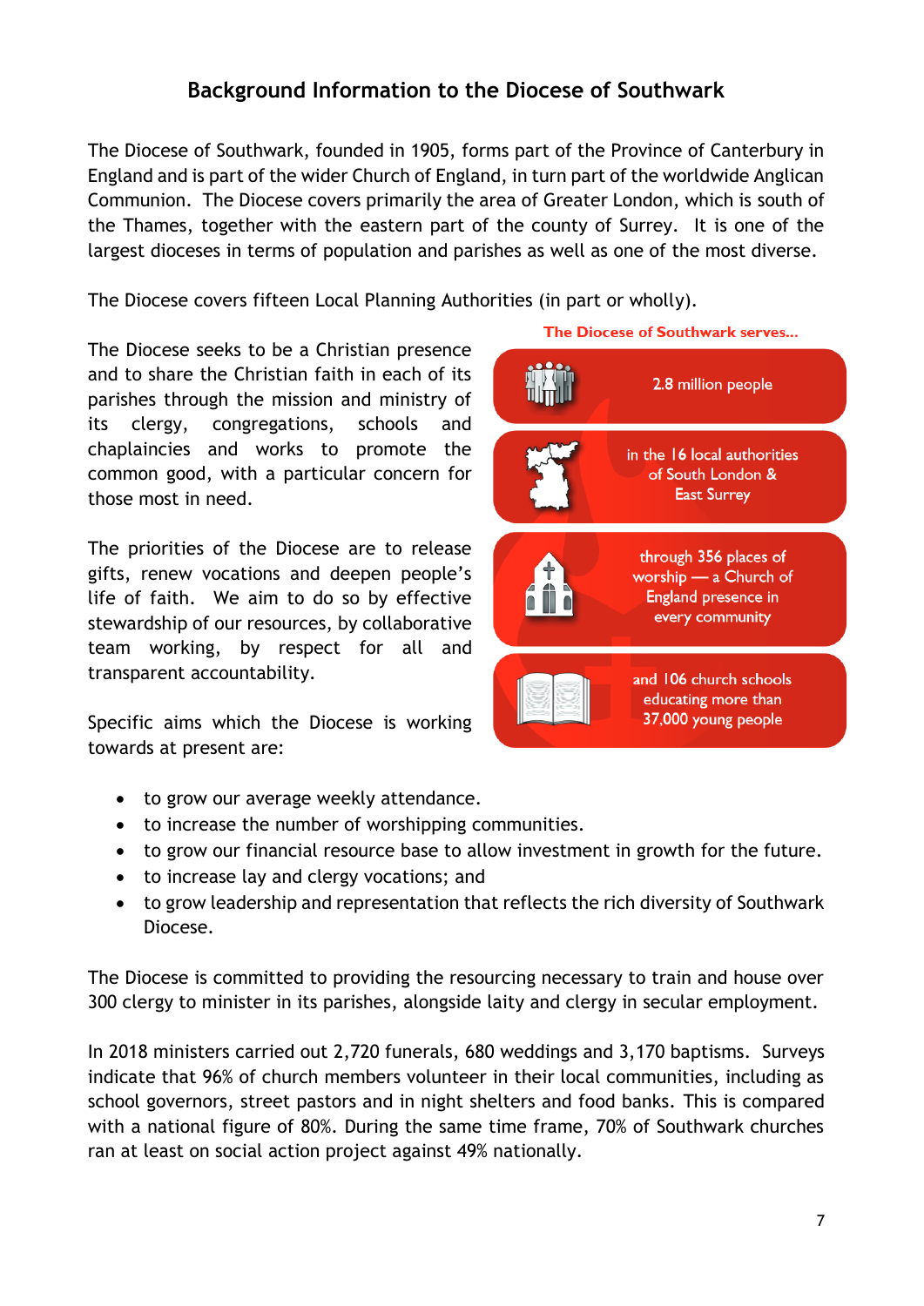# Background Information to the Diocese of Southwark

The Diocese of Southwark, founded in 1905, forms part of the Province of Canterbury in England and is part of the wider Church of England, in turn part of the worldwide Anglican Communion. The Diocese covers primarily the area of Greater London, which is south of the Thames, together with the eastern part of the county of Surrey. It is one of the largest dioceses in terms of population and parishes as well as one of the most diverse.

The Diocese covers fifteen Local Planning Authorities (in part or wholly).

The Diocese seeks to be a Christian presence and to share the Christian faith in each of its parishes through the mission and ministry of its clergy, congregations, schools and chaplaincies and works to promote the common good, with a particular concern for those most in need.

The priorities of the Diocese are to release gifts, renew vocations and deepen people's life of faith. We aim to do so by effective stewardship of our resources, by collaborative team working, by respect for all and transparent accountability.

**The Diocese of Southwark serves...**

- 2.8 million people
- in the 16 local authorities of South London & East Surrey
- through 356 places of worship — a Church of England presence in every community
- and 106 church schools educating more than 37,000 young people

Specific aims which the Diocese is working towards at present are:

- to grow our average weekly attendance.
- to increase the number of worshipping communities.
- to grow our financial resource base to allow investment in growth for the future.
- to increase lay and clergy vocations; and
- to grow leadership and representation that reflects the rich diversity of Southwark Diocese.

The Diocese is committed to providing the resourcing necessary to train and house over 300 clergy to minister in its parishes, alongside laity and clergy in secular employment.

In 2018 ministers carried out 2,720 funerals, 680 weddings and 3,170 baptisms. Surveys indicate that 96% of church members volunteer in their local communities, including as school governors, street pastors and in night shelters and food banks. This is compared with a national figure of 80%. During the same time frame, 70% of Southwark churches ran at least on social action project against 49% nationally.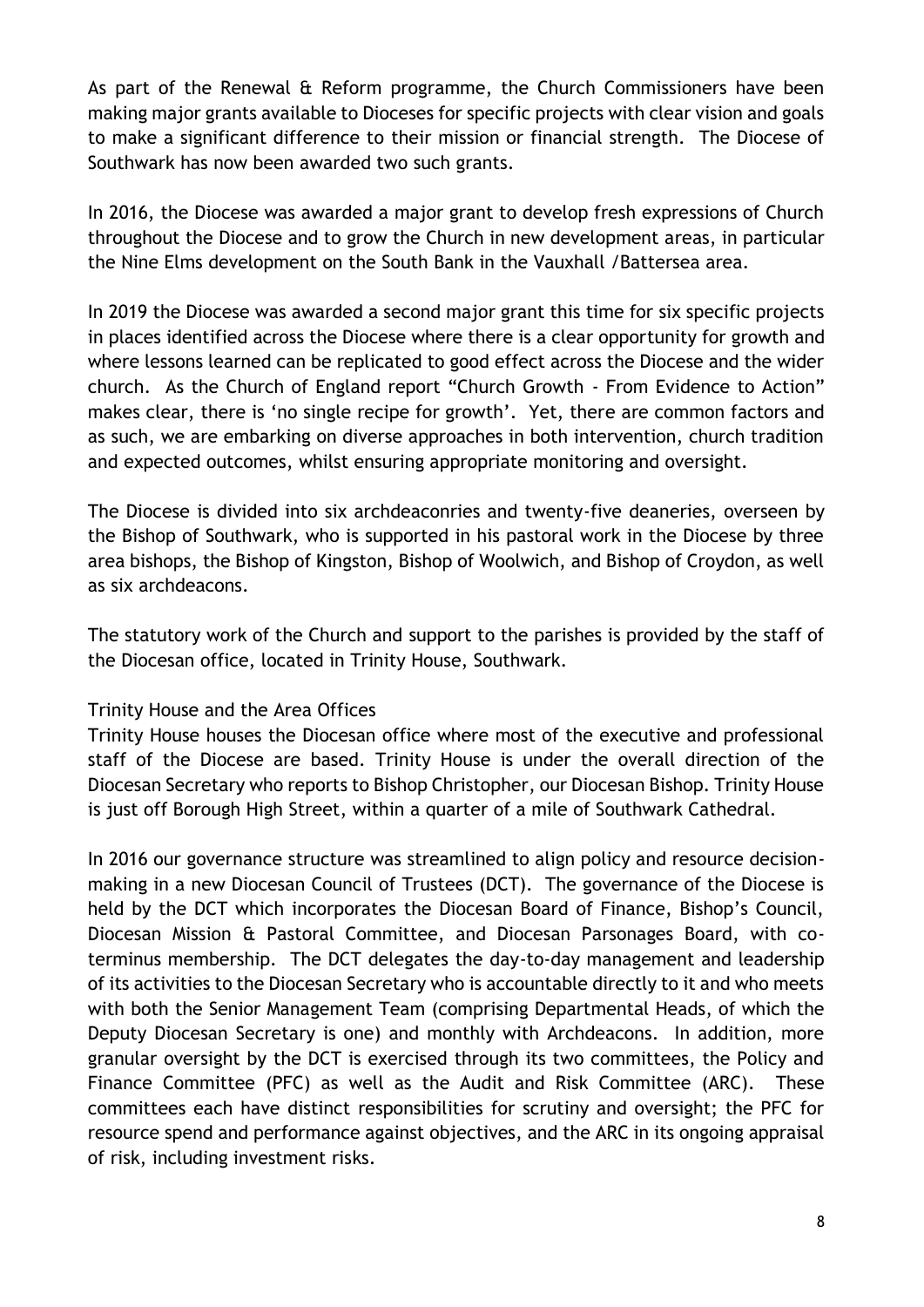As part of the Renewal & Reform programme, the Church Commissioners have been making major grants available to Dioceses for specific projects with clear vision and goals to make a significant difference to their mission or financial strength. The Diocese of Southwark has now been awarded two such grants.

In 2016, the Diocese was awarded a major grant to develop fresh expressions of Church throughout the Diocese and to grow the Church in new development areas, in particular the Nine Elms development on the South Bank in the Vauxhall /Battersea area.

In 2019 the Diocese was awarded a second major grant this time for six specific projects in places identified across the Diocese where there is a clear opportunity for growth and where lessons learned can be replicated to good effect across the Diocese and the wider church. As the Church of England report "Church Growth - From Evidence to Action" makes clear, there is 'no single recipe for growth'. Yet, there are common factors and as such, we are embarking on diverse approaches in both intervention, church tradition and expected outcomes, whilst ensuring appropriate monitoring and oversight.

The Diocese is divided into six archdeaconries and twenty-five deaneries, overseen by the Bishop of Southwark, who is supported in his pastoral work in the Diocese by three area bishops, the Bishop of Kingston, Bishop of Woolwich, and Bishop of Croydon, as well as six archdeacons.

The statutory work of the Church and support to the parishes is provided by the staff of the Diocesan office, located in Trinity House, Southwark.

## Trinity House and the Area Offices

Trinity House houses the Diocesan office where most of the executive and professional staff of the Diocese are based. Trinity House is under the overall direction of the Diocesan Secretary who reports to Bishop Christopher, our Diocesan Bishop. Trinity House is just off Borough High Street, within a quarter of a mile of Southwark Cathedral.

In 2016 our governance structure was streamlined to align policy and resource decision-making in a new Diocesan Council of Trustees (DCT). The governance of the Diocese is held by the DCT which incorporates the Diocesan Board of Finance, Bishop's Council, Diocesan Mission & Pastoral Committee, and Diocesan Parsonages Board, with co-terminus membership. The DCT delegates the day-to-day management and leadership of its activities to the Diocesan Secretary who is accountable directly to it and who meets with both the Senior Management Team (comprising Departmental Heads, of which the Deputy Diocesan Secretary is one) and monthly with Archdeacons. In addition, more granular oversight by the DCT is exercised through its two committees, the Policy and Finance Committee (PFC) as well as the Audit and Risk Committee (ARC). These committees each have distinct responsibilities for scrutiny and oversight; the PFC for resource spend and performance against objectives, and the ARC in its ongoing appraisal of risk, including investment risks.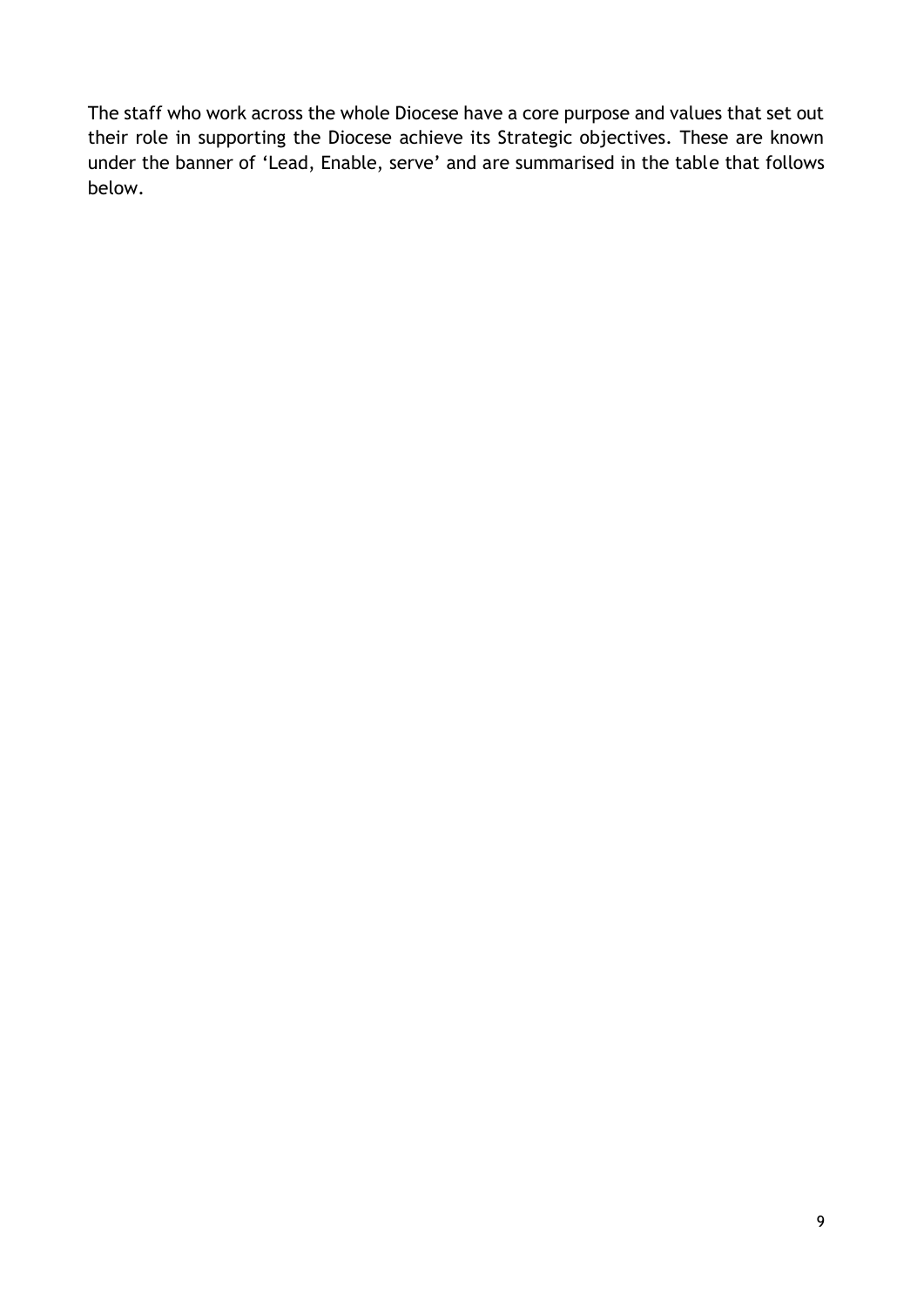The staff who work across the whole Diocese have a core purpose and values that set out their role in supporting the Diocese achieve its Strategic objectives. These are known under the banner of 'Lead, Enable, serve' and are summarised in the table that follows below.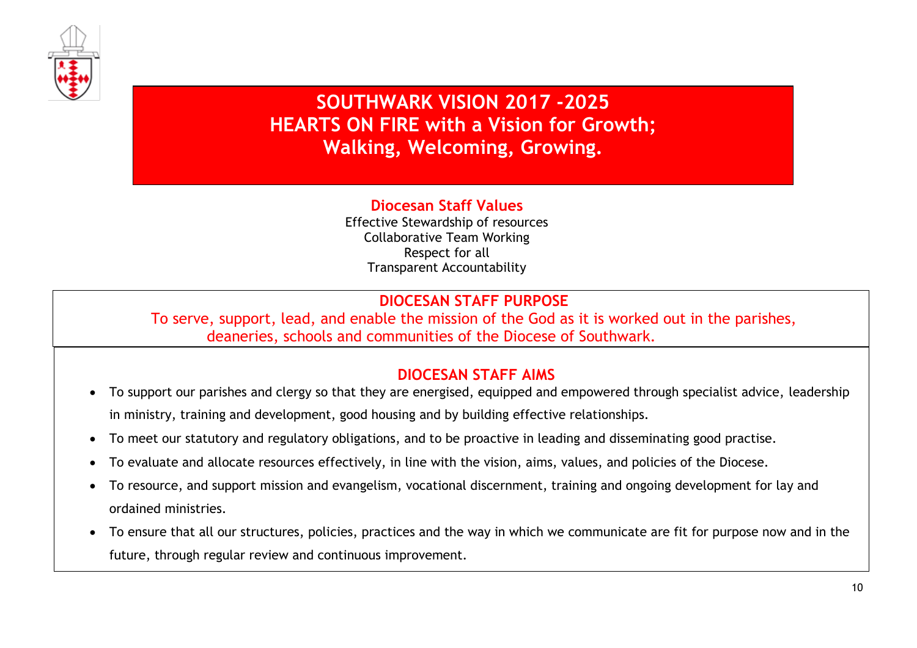# SOUTHWARK VISION 2017 -2025
# HEARTS ON FIRE with a Vision for Growth; Walking, Welcoming, Growing.

## Diocesan Staff Values

Effective Stewardship of resources
Collaborative Team Working
Respect for all
Transparent Accountability

## DIOCESAN STAFF PURPOSE

To serve, support, lead, and enable the mission of the God as it is worked out in the parishes, deaneries, schools and communities of the Diocese of Southwark.

## DIOCESAN STAFF AIMS

- To support our parishes and clergy so that they are energised, equipped and empowered through specialist advice, leadership in ministry, training and development, good housing and by building effective relationships.
- To meet our statutory and regulatory obligations, and to be proactive in leading and disseminating good practise.
- To evaluate and allocate resources effectively, in line with the vision, aims, values, and policies of the Diocese.
- To resource, and support mission and evangelism, vocational discernment, training and ongoing development for lay and ordained ministries.
- To ensure that all our structures, policies, practices and the way in which we communicate are fit for purpose now and in the future, through regular review and continuous improvement.